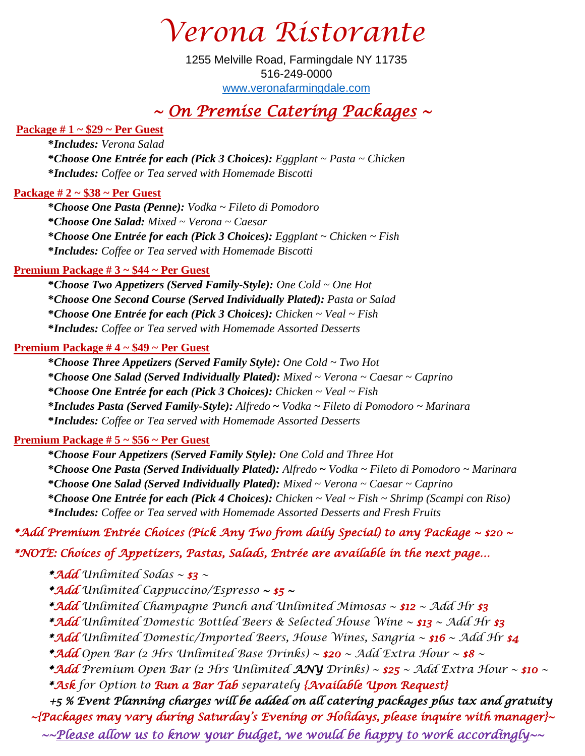# Verona Ristorante

1255 Melville Road, Farmingdale NY 11735
516-249-0000
www.veronafarmingdale.com

## ~ On Premise Catering Packages ~

### Package # 1 ~ $29 ~ Per Guest

- ***Includes:** Verona Salad*
- ***Choose One Entrée for each (Pick 3 Choices):** Eggplant ~ Pasta ~ Chicken*
- ***Includes:** Coffee or Tea served with Homemade Biscotti*

### Package # 2 ~ $38 ~ Per Guest

- ***Choose One Pasta (Penne):** Vodka ~ Fileto di Pomodoro*
- ***Choose One Salad:** Mixed ~ Verona ~ Caesar*
- ***Choose One Entrée for each (Pick 3 Choices):** Eggplant ~ Chicken ~ Fish*
- ***Includes:** Coffee or Tea served with Homemade Biscotti*

### Premium Package # 3 ~ $44 ~ Per Guest

- ***Choose Two Appetizers (Served Family-Style):** One Cold ~ One Hot*
- ***Choose One Second Course (Served Individually Plated):** Pasta or Salad*
- ***Choose One Entrée for each (Pick 3 Choices):** Chicken ~ Veal ~ Fish*
- ***Includes:** Coffee or Tea served with Homemade Assorted Desserts*

### Premium Package # 4 ~ $49 ~ Per Guest

- ***Choose Three Appetizers (Served Family Style):** One Cold ~ Two Hot*
- ***Choose One Salad (Served Individually Plated):** Mixed ~ Verona ~ Caesar ~ Caprino*
- ***Choose One Entrée for each (Pick 3 Choices):** Chicken ~ Veal ~ Fish*
- ***Includes Pasta (Served Family-Style):** Alfredo ~ Vodka ~ Fileto di Pomodoro ~ Marinara*
- ***Includes:** Coffee or Tea served with Homemade Assorted Desserts*

### Premium Package # 5 ~ $56 ~ Per Guest

- ***Choose Four Appetizers (Served Family Style):** One Cold and Three Hot*
- ***Choose One Pasta (Served Individually Plated):** Alfredo ~ Vodka ~ Fileto di Pomodoro ~ Marinara*
- ***Choose One Salad (Served Individually Plated):** Mixed ~ Verona ~ Caesar ~ Caprino*
- ***Choose One Entrée for each (Pick 4 Choices):** Chicken ~ Veal ~ Fish ~ Shrimp (Scampi con Riso)*
- ***Includes:** Coffee or Tea served with Homemade Assorted Desserts and Fresh Fruits*

*Add Premium Entrée Choices (Pick Any Two from daily Special) to any Package ~ $20 ~

*NOTE: Choices of Appetizers, Pastas, Salads, Entrée are available in the next page…

- *Add Unlimited Sodas ~ $3 ~
- *Add Unlimited Cappuccino/Espresso ~ $5 ~
- *Add Unlimited Champagne Punch and Unlimited Mimosas ~ $12 ~ Add Hr $3
- *Add Unlimited Domestic Bottled Beers & Selected House Wine ~ $13 ~ Add Hr $3
- *Add Unlimited Domestic/Imported Beers, House Wines, Sangria ~ $16 ~ Add Hr $4
- *Add Open Bar (2 Hrs Unlimited Base Drinks) ~ $20 ~ Add Extra Hour ~ $8 ~
- *Add Premium Open Bar (2 Hrs Unlimited **ANY** Drinks) ~ $25 ~ Add Extra Hour ~ $10 ~
- *Ask for Option to Run a Bar Tab separately {Available Upon Request}

+5 % Event Planning charges will be added on all catering packages plus tax and gratuity

~{Packages may vary during Saturday's Evening or Holidays, please inquire with manager}~

~~Please allow us to know your budget, we would be happy to work accordingly~~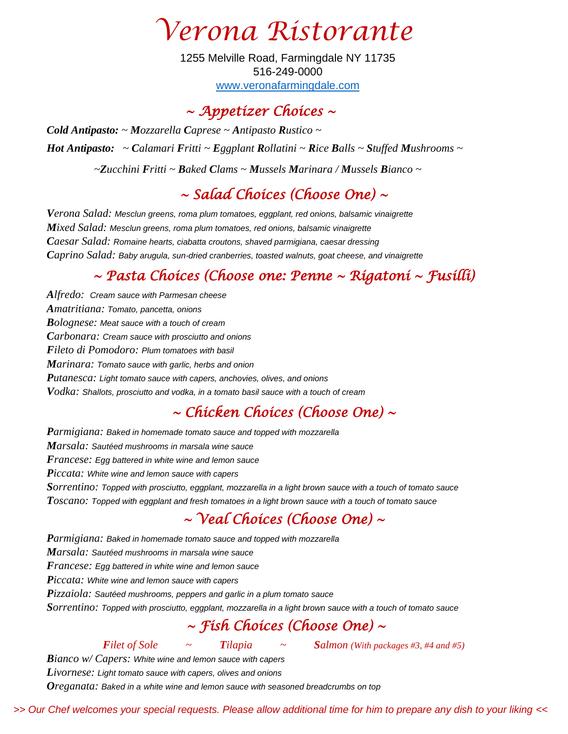# Verona Ristorante

1255 Melville Road, Farmingdale NY 11735
516-249-0000
www.veronafarmingdale.com

## ~ Appetizer Choices ~

***Cold Antipasto:*** *~ **M**ozzarella **C**aprese ~ **A**ntipasto **R**ustico ~*

***Hot Antipasto:*** *~ **C**alamari **F**ritti ~ **E**ggplant **R**ollatini ~ **R**ice **B**alls ~ **S**tuffed **M**ushrooms ~*

*~**Z**ucchini **F**ritti ~ **B**aked **C**lams ~ **M**ussels **M**arinara / **M**ussels **B**ianco ~*

## ~ Salad Choices (Choose One) ~

*Verona Salad:* *Mesclun greens, roma plum tomatoes, eggplant, red onions, balsamic vinaigrette*
*Mixed Salad:* *Mesclun greens, roma plum tomatoes, red onions, balsamic vinaigrette*
*Caesar Salad:* *Romaine hearts, ciabatta croutons, shaved parmigiana, caesar dressing*
*Caprino Salad:* *Baby arugula, sun-dried cranberries, toasted walnuts, goat cheese, and vinaigrette*

## ~ Pasta Choices (Choose one: Penne ~ Rigatoni ~ Fusilli)

*Alfredo:* *Cream sauce with Parmesan cheese*
*Amatritiana:* *Tomato, pancetta, onions*
*Bolognese:* *Meat sauce with a touch of cream*
*Carbonara:* *Cream sauce with prosciutto and onions*
*Fileto di Pomodoro:* *Plum tomatoes with basil*
*Marinara:* *Tomato sauce with garlic, herbs and onion*
*Putanesca:* *Light tomato sauce with capers, anchovies, olives, and onions*
*Vodka:* *Shallots, prosciutto and vodka, in a tomato basil sauce with a touch of cream*

## ~ Chicken Choices (Choose One) ~

*Parmigiana:* *Baked in homemade tomato sauce and topped with mozzarella*
*Marsala:* *Sautéed mushrooms in marsala wine sauce*
*Francese:* *Egg battered in white wine and lemon sauce*
*Piccata:* *White wine and lemon sauce with capers*
*Sorrentino:* *Topped with prosciutto, eggplant, mozzarella in a light brown sauce with a touch of tomato sauce*
*Toscano:* *Topped with eggplant and fresh tomatoes in a light brown sauce with a touch of tomato sauce*

## ~ Veal Choices (Choose One) ~

*Parmigiana:* *Baked in homemade tomato sauce and topped with mozzarella*
*Marsala:* *Sautéed mushrooms in marsala wine sauce*
*Francese:* *Egg battered in white wine and lemon sauce*
*Piccata:* *White wine and lemon sauce with capers*
*Pizzaiola:* *Sautéed mushrooms, peppers and garlic in a plum tomato sauce*
*Sorrentino:* *Topped with prosciutto, eggplant, mozzarella in a light brown sauce with a touch of tomato sauce*

## ~ Fish Choices (Choose One) ~

*Filet of Sole ~ Tilapia ~ Salmon (With packages #3, #4 and #5)*

*Bianco w/ Capers:* *White wine and lemon sauce with capers*
*Livornese:* *Light tomato sauce with capers, olives and onions*
*Oreganata:* *Baked in a white wine and lemon sauce with seasoned breadcrumbs on top*

*>> Our Chef welcomes your special requests. Please allow additional time for him to prepare any dish to your liking <<*